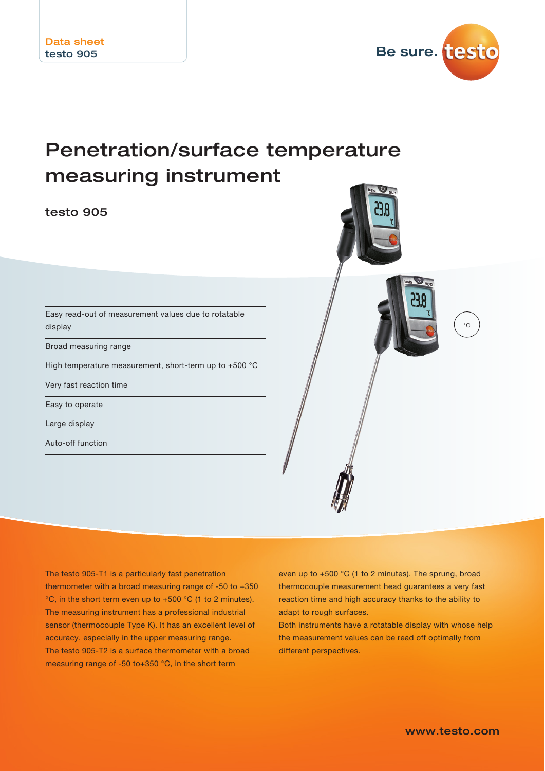Data sheet
testo 905

# Penetration/surface temperature measuring instrument

## testo 905

- Easy read-out of measurement values due to rotatable display
- Broad measuring range
- High temperature measurement, short-term up to +500 °C
- Very fast reaction time
- Easy to operate
- Large display
- Auto-off function

°C

The testo 905-T1 is a particularly fast penetration thermometer with a broad measuring range of -50 to +350 °C, in the short term even up to +500 °C (1 to 2 minutes). The measuring instrument has a professional industrial sensor (thermocouple Type K). It has an excellent level of accuracy, especially in the upper measuring range.
The testo 905-T2 is a surface thermometer with a broad measuring range of -50 to+350 °C, in the short term even up to +500 °C (1 to 2 minutes). The sprung, broad thermocouple measurement head guarantees a very fast reaction time and high accuracy thanks to the ability to adapt to rough surfaces.
Both instruments have a rotatable display with whose help the measurement values can be read off optimally from different perspectives.

www.testo.com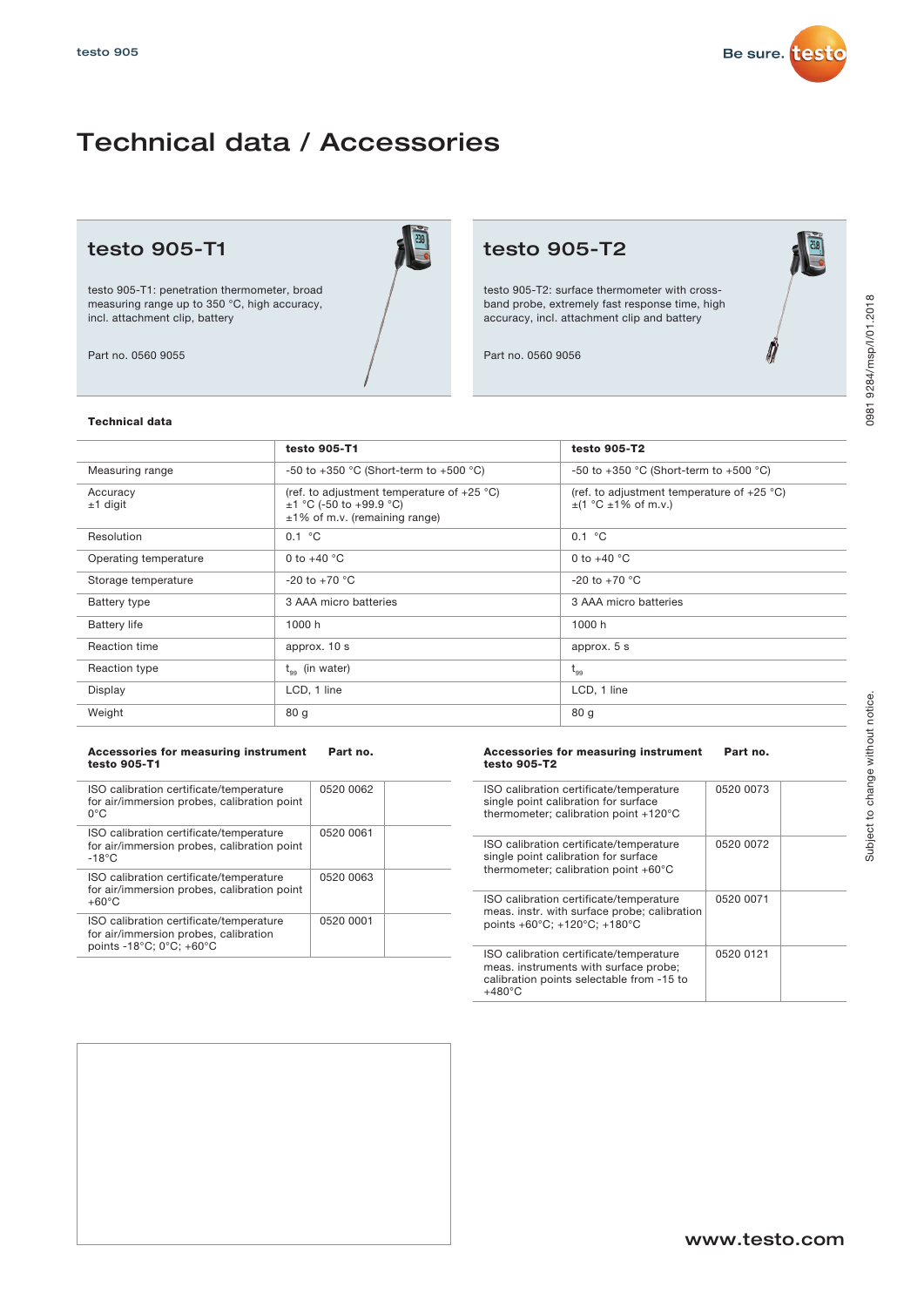# Technical data / Accessories

## testo 905-T1

testo 905-T1: penetration thermometer, broad measuring range up to 350 °C, high accuracy, incl. attachment clip, battery

Part no. 0560 9055

## testo 905-T2

testo 905-T2: surface thermometer with cross-band probe, extremely fast response time, high accuracy, incl. attachment clip and battery

Part no. 0560 9056

### Technical data

| | testo 905-T1 | testo 905-T2 |
|---|---|---|
| Measuring range | -50 to +350 °C (Short-term to +500 °C) | -50 to +350 °C (Short-term to +500 °C) |
| Accuracy ±1 digit | (ref. to adjustment temperature of +25 °C) ±1 °C (-50 to +99.9 °C) ±1% of m.v. (remaining range) | (ref. to adjustment temperature of +25 °C) ±(1 °C ±1% of m.v.) |
| Resolution | 0.1 °C | 0.1 °C |
| Operating temperature | 0 to +40 °C | 0 to +40 °C |
| Storage temperature | -20 to +70 °C | -20 to +70 °C |
| Battery type | 3 AAA micro batteries | 3 AAA micro batteries |
| Battery life | 1000 h | 1000 h |
| Reaction time | approx. 10 s | approx. 5 s |
| Reaction type | $t_{99}$ (in water) | $t_{99}$ |
| Display | LCD, 1 line | LCD, 1 line |
| Weight | 80 g | 80 g |

| Accessories for measuring instrument testo 905-T1 | Part no. |
|---|---|
| ISO calibration certificate/temperature for air/immersion probes, calibration point 0°C | 0520 0062 |
| ISO calibration certificate/temperature for air/immersion probes, calibration point -18°C | 0520 0061 |
| ISO calibration certificate/temperature for air/immersion probes, calibration point +60°C | 0520 0063 |
| ISO calibration certificate/temperature for air/immersion probes, calibration points -18°C; 0°C; +60°C | 0520 0001 |

| Accessories for measuring instrument testo 905-T2 | Part no. |
|---|---|
| ISO calibration certificate/temperature single point calibration for surface thermometer; calibration point +120°C | 0520 0073 |
| ISO calibration certificate/temperature single point calibration for surface thermometer; calibration point +60°C | 0520 0072 |
| ISO calibration certificate/temperature meas. instr. with surface probe; calibration points +60°C; +120°C; +180°C | 0520 0071 |
| ISO calibration certificate/temperature meas. instruments with surface probe; calibration points selectable from -15 to +480°C | 0520 0121 |

0981 9284/msp/I/01.2018

Subject to change without notice.

www.testo.com